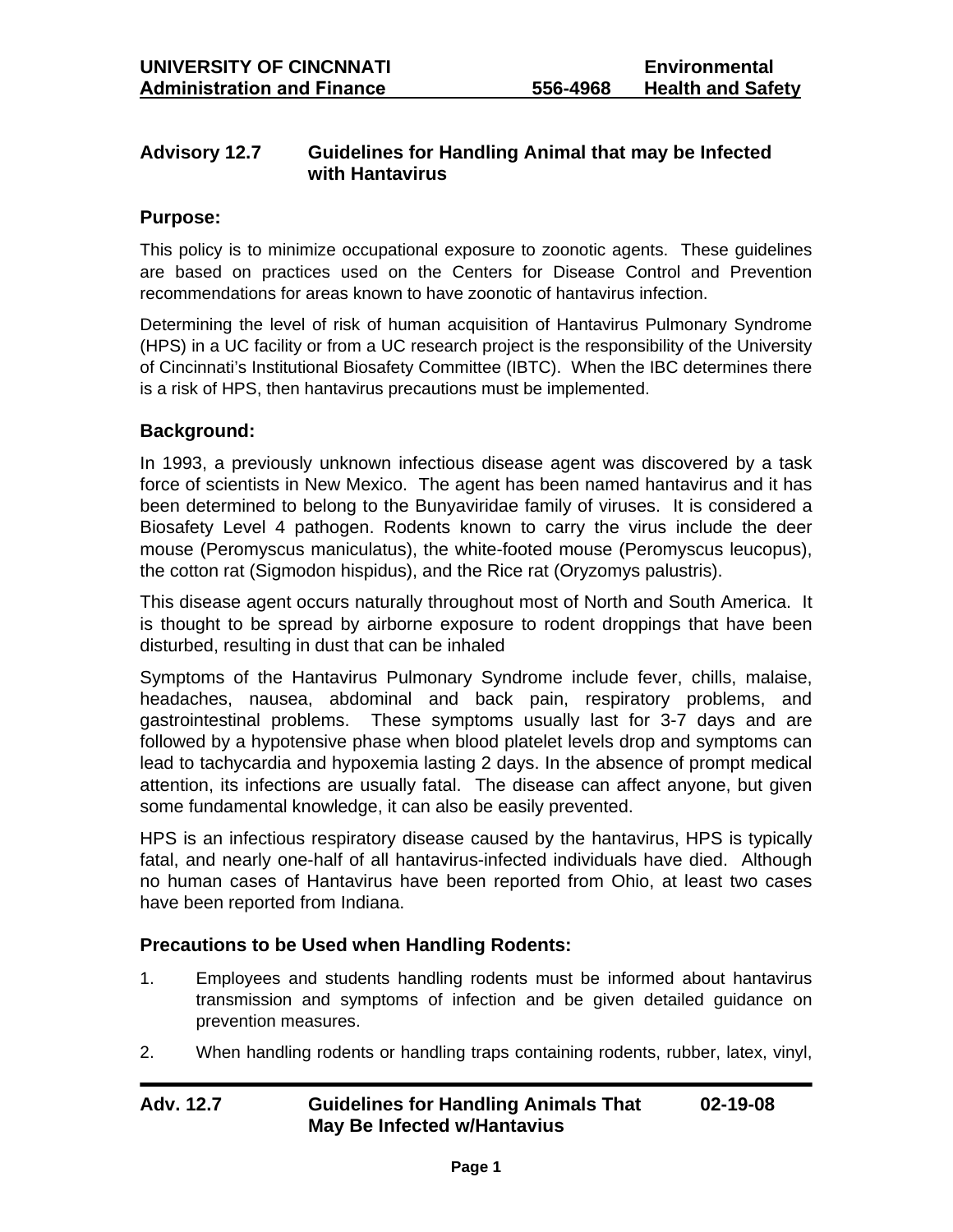**UNIVERSITY OF CINCNNATI** — **Environmental**
**Administration and Finance** — **556-4968** — **Health and Safety**

## Advisory 12.7 Guidelines for Handling Animal that may be Infected with Hantavirus

### Purpose:

This policy is to minimize occupational exposure to zoonotic agents. These guidelines are based on practices used on the Centers for Disease Control and Prevention recommendations for areas known to have zoonotic of hantavirus infection.

Determining the level of risk of human acquisition of Hantavirus Pulmonary Syndrome (HPS) in a UC facility or from a UC research project is the responsibility of the University of Cincinnati's Institutional Biosafety Committee (IBTC). When the IBC determines there is a risk of HPS, then hantavirus precautions must be implemented.

### Background:

In 1993, a previously unknown infectious disease agent was discovered by a task force of scientists in New Mexico. The agent has been named hantavirus and it has been determined to belong to the Bunyaviridae family of viruses. It is considered a Biosafety Level 4 pathogen. Rodents known to carry the virus include the deer mouse (Peromyscus maniculatus), the white-footed mouse (Peromyscus leucopus), the cotton rat (Sigmodon hispidus), and the Rice rat (Oryzomys palustris).

This disease agent occurs naturally throughout most of North and South America. It is thought to be spread by airborne exposure to rodent droppings that have been disturbed, resulting in dust that can be inhaled

Symptoms of the Hantavirus Pulmonary Syndrome include fever, chills, malaise, headaches, nausea, abdominal and back pain, respiratory problems, and gastrointestinal problems. These symptoms usually last for 3-7 days and are followed by a hypotensive phase when blood platelet levels drop and symptoms can lead to tachycardia and hypoxemia lasting 2 days. In the absence of prompt medical attention, its infections are usually fatal. The disease can affect anyone, but given some fundamental knowledge, it can also be easily prevented.

HPS is an infectious respiratory disease caused by the hantavirus, HPS is typically fatal, and nearly one-half of all hantavirus-infected individuals have died. Although no human cases of Hantavirus have been reported from Ohio, at least two cases have been reported from Indiana.

### Precautions to be Used when Handling Rodents:

1. Employees and students handling rodents must be informed about hantavirus transmission and symptoms of infection and be given detailed guidance on prevention measures.
2. When handling rodents or handling traps containing rodents, rubber, latex, vinyl,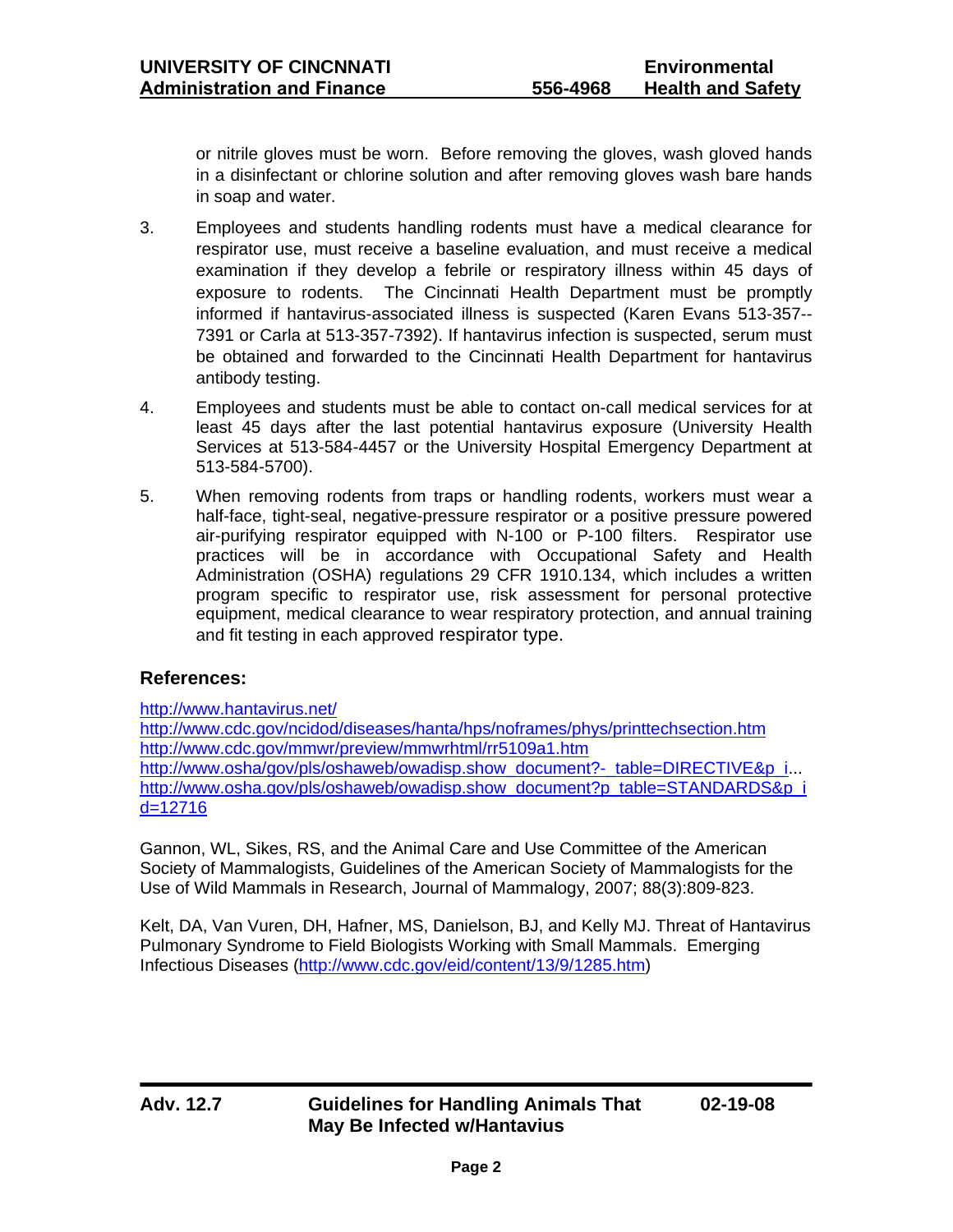or nitrile gloves must be worn. Before removing the gloves, wash gloved hands in a disinfectant or chlorine solution and after removing gloves wash bare hands in soap and water.

3. Employees and students handling rodents must have a medical clearance for respirator use, must receive a baseline evaluation, and must receive a medical examination if they develop a febrile or respiratory illness within 45 days of exposure to rodents. The Cincinnati Health Department must be promptly informed if hantavirus-associated illness is suspected (Karen Evans 513-357--7391 or Carla at 513-357-7392). If hantavirus infection is suspected, serum must be obtained and forwarded to the Cincinnati Health Department for hantavirus antibody testing.

4. Employees and students must be able to contact on-call medical services for at least 45 days after the last potential hantavirus exposure (University Health Services at 513-584-4457 or the University Hospital Emergency Department at 513-584-5700).

5. When removing rodents from traps or handling rodents, workers must wear a half-face, tight-seal, negative-pressure respirator or a positive pressure powered air-purifying respirator equipped with N-100 or P-100 filters. Respirator use practices will be in accordance with Occupational Safety and Health Administration (OSHA) regulations 29 CFR 1910.134, which includes a written program specific to respirator use, risk assessment for personal protective equipment, medical clearance to wear respiratory protection, and annual training and fit testing in each approved respirator type.

## References:

http://www.hantavirus.net/
http://www.cdc.gov/ncidod/diseases/hanta/hps/noframes/phys/printtechsection.htm
http://www.cdc.gov/mmwr/preview/mmwrhtml/rr5109a1.htm
http://www.osha/gov/pls/oshaweb/owadisp.show_document?-_table=DIRECTIVE&p_i...
http://www.osha.gov/pls/oshaweb/owadisp.show_document?p_table=STANDARDS&p_id=12716

Gannon, WL, Sikes, RS, and the Animal Care and Use Committee of the American Society of Mammalogists, Guidelines of the American Society of Mammalogists for the Use of Wild Mammals in Research, Journal of Mammalogy, 2007; 88(3):809-823.

Kelt, DA, Van Vuren, DH, Hafner, MS, Danielson, BJ, and Kelly MJ. Threat of Hantavirus Pulmonary Syndrome to Field Biologists Working with Small Mammals. Emerging Infectious Diseases (http://www.cdc.gov/eid/content/13/9/1285.htm)